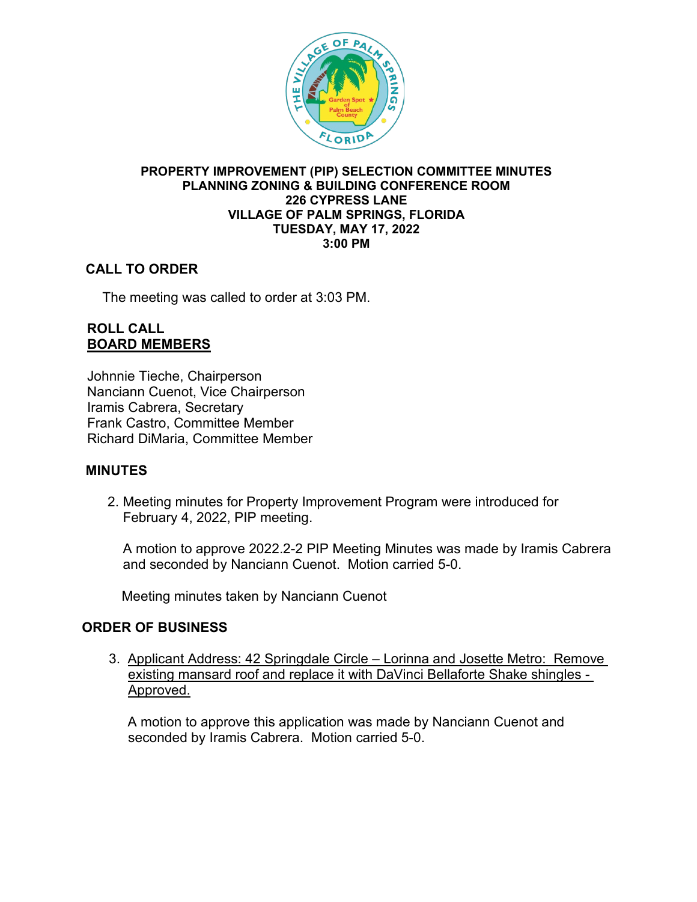**PROPERTY IMPROVEMENT (PIP) SELECTION COMMITTEE MINUTES**
**PLANNING ZONING & BUILDING CONFERENCE ROOM**
**226 CYPRESS LANE**
**VILLAGE OF PALM SPRINGS, FLORIDA**
**TUESDAY, MAY 17, 2022**
**3:00 PM**

## CALL TO ORDER

The meeting was called to order at 3:03 PM.

## ROLL CALL

**BOARD MEMBERS**

Johnnie Tieche, Chairperson
Nanciann Cuenot, Vice Chairperson
Iramis Cabrera, Secretary
Frank Castro, Committee Member
Richard DiMaria, Committee Member

## MINUTES

2. Meeting minutes for Property Improvement Program were introduced for February 4, 2022, PIP meeting.

   A motion to approve 2022.2-2 PIP Meeting Minutes was made by Iramis Cabrera and seconded by Nanciann Cuenot. Motion carried 5-0.

   Meeting minutes taken by Nanciann Cuenot

## ORDER OF BUSINESS

3. Applicant Address: 42 Springdale Circle – Lorinna and Josette Metro: Remove existing mansard roof and replace it with DaVinci Bellaforte Shake shingles - Approved.

   A motion to approve this application was made by Nanciann Cuenot and seconded by Iramis Cabrera. Motion carried 5-0.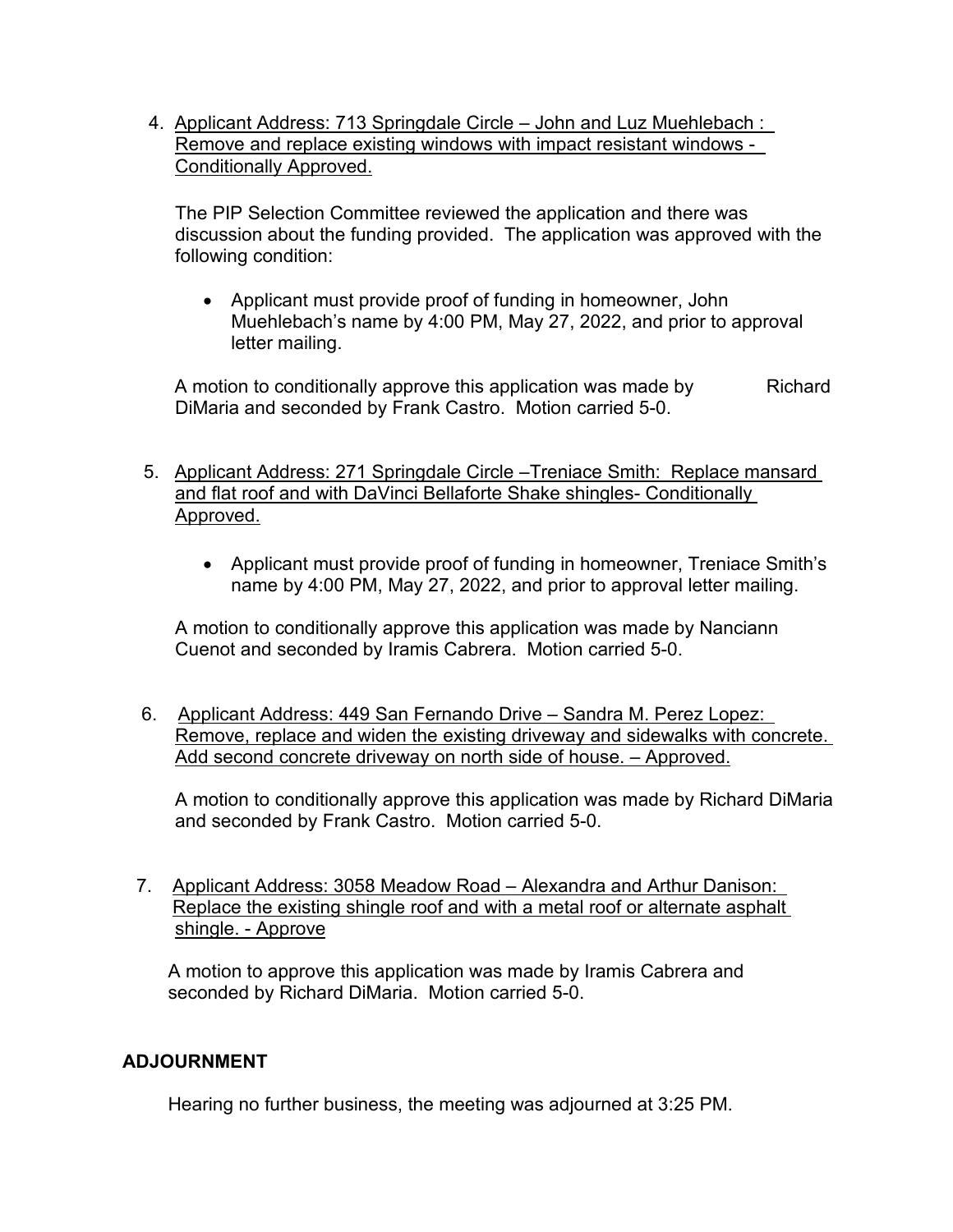4. Applicant Address: 713 Springdale Circle – John and Luz Muehlebach : Remove and replace existing windows with impact resistant windows - Conditionally Approved.

   The PIP Selection Committee reviewed the application and there was discussion about the funding provided. The application was approved with the following condition:

   - Applicant must provide proof of funding in homeowner, John Muehlebach's name by 4:00 PM, May 27, 2022, and prior to approval letter mailing.

   A motion to conditionally approve this application was made by Richard DiMaria and seconded by Frank Castro. Motion carried 5-0.

5. Applicant Address: 271 Springdale Circle –Treniace Smith: Replace mansard and flat roof and with DaVinci Bellaforte Shake shingles- Conditionally Approved.

   - Applicant must provide proof of funding in homeowner, Treniace Smith's name by 4:00 PM, May 27, 2022, and prior to approval letter mailing.

   A motion to conditionally approve this application was made by Nanciann Cuenot and seconded by Iramis Cabrera. Motion carried 5-0.

6. Applicant Address: 449 San Fernando Drive – Sandra M. Perez Lopez: Remove, replace and widen the existing driveway and sidewalks with concrete. Add second concrete driveway on north side of house. – Approved.

   A motion to conditionally approve this application was made by Richard DiMaria and seconded by Frank Castro. Motion carried 5-0.

7. Applicant Address: 3058 Meadow Road – Alexandra and Arthur Danison: Replace the existing shingle roof and with a metal roof or alternate asphalt shingle. - Approve

   A motion to approve this application was made by Iramis Cabrera and seconded by Richard DiMaria. Motion carried 5-0.

## ADJOURNMENT

Hearing no further business, the meeting was adjourned at 3:25 PM.